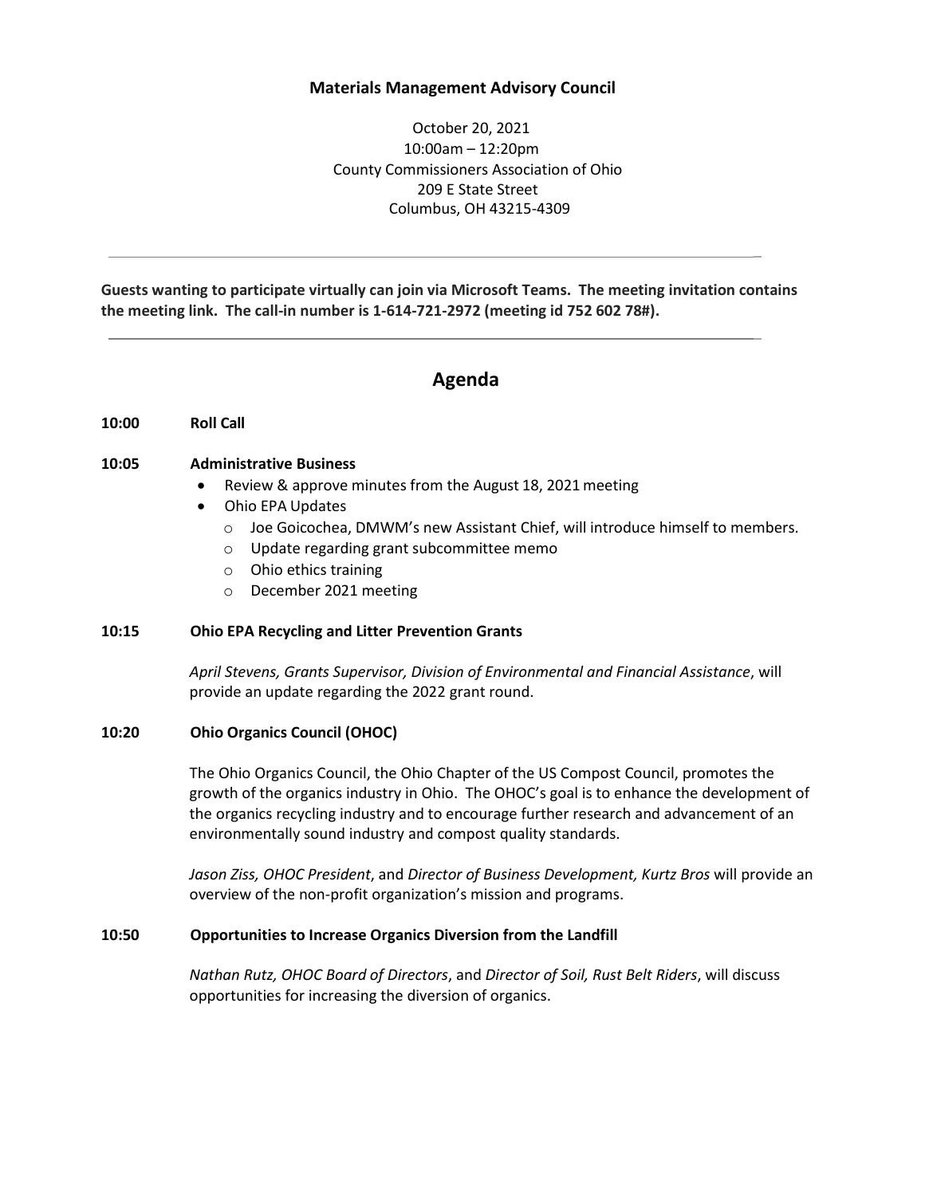**Materials Management Advisory Council**

October 20, 2021
10:00am – 12:20pm
County Commissioners Association of Ohio
209 E State Street
Columbus, OH 43215-4309

---

**Guests wanting to participate virtually can join via Microsoft Teams. The meeting invitation contains the meeting link. The call-in number is 1-614-721-2972 (meeting id 752 602 78#).**

---

## Agenda

**10:00 Roll Call**

**10:05 Administrative Business**

- Review & approve minutes from the August 18, 2021 meeting
- Ohio EPA Updates
    - Joe Goicochea, DMWM's new Assistant Chief, will introduce himself to members.
    - Update regarding grant subcommittee memo
    - Ohio ethics training
    - December 2021 meeting

**10:15 Ohio EPA Recycling and Litter Prevention Grants**

*April Stevens, Grants Supervisor, Division of Environmental and Financial Assistance*, will provide an update regarding the 2022 grant round.

**10:20 Ohio Organics Council (OHOC)**

The Ohio Organics Council, the Ohio Chapter of the US Compost Council, promotes the growth of the organics industry in Ohio. The OHOC's goal is to enhance the development of the organics recycling industry and to encourage further research and advancement of an environmentally sound industry and compost quality standards.

*Jason Ziss, OHOC President*, and *Director of Business Development, Kurtz Bros* will provide an overview of the non-profit organization's mission and programs.

**10:50 Opportunities to Increase Organics Diversion from the Landfill**

*Nathan Rutz, OHOC Board of Directors*, and *Director of Soil, Rust Belt Riders*, will discuss opportunities for increasing the diversion of organics.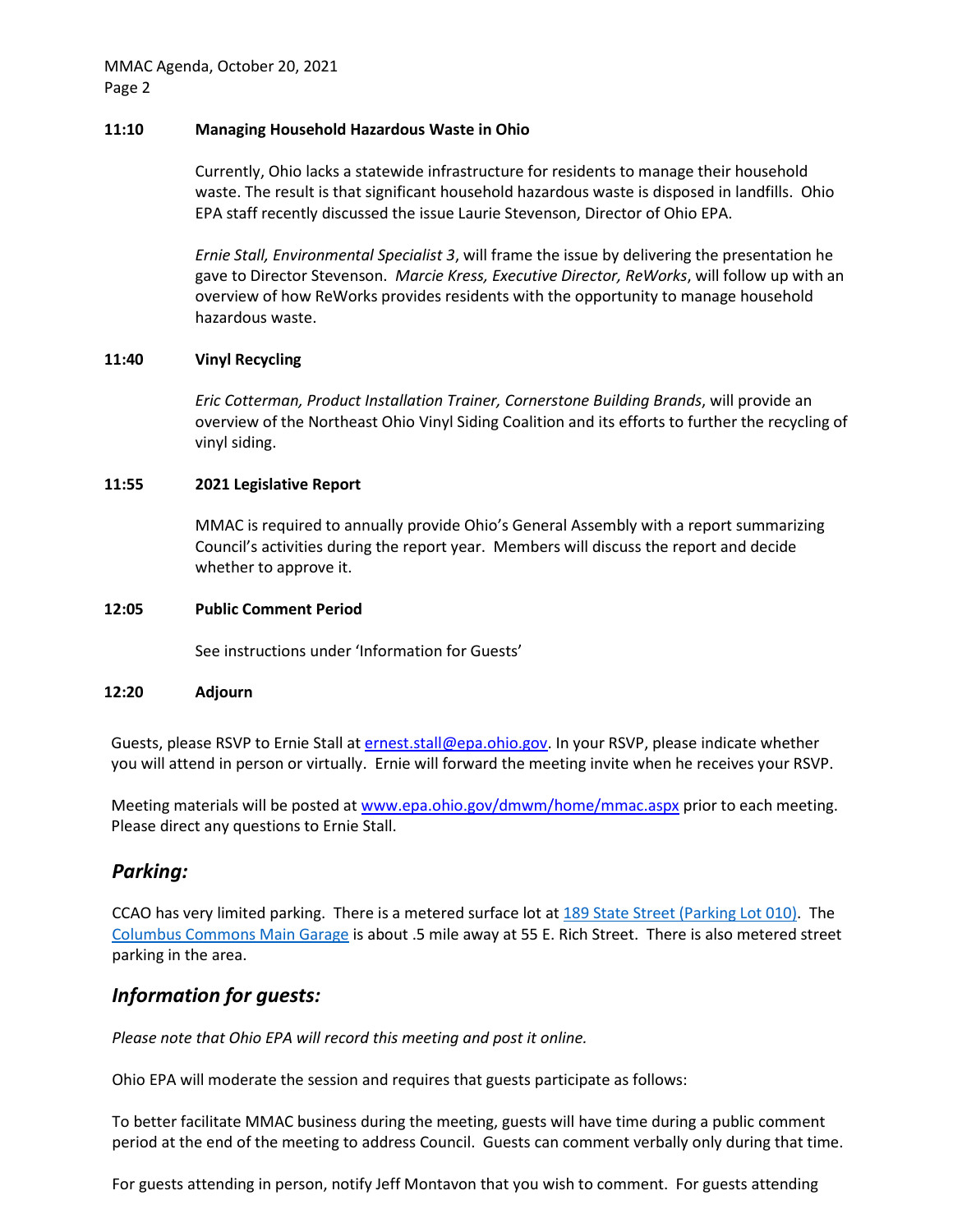**11:10 Managing Household Hazardous Waste in Ohio**

Currently, Ohio lacks a statewide infrastructure for residents to manage their household waste. The result is that significant household hazardous waste is disposed in landfills. Ohio EPA staff recently discussed the issue Laurie Stevenson, Director of Ohio EPA.

*Ernie Stall, Environmental Specialist 3*, will frame the issue by delivering the presentation he gave to Director Stevenson. *Marcie Kress, Executive Director, ReWorks*, will follow up with an overview of how ReWorks provides residents with the opportunity to manage household hazardous waste.

**11:40 Vinyl Recycling**

*Eric Cotterman, Product Installation Trainer, Cornerstone Building Brands*, will provide an overview of the Northeast Ohio Vinyl Siding Coalition and its efforts to further the recycling of vinyl siding.

**11:55 2021 Legislative Report**

MMAC is required to annually provide Ohio's General Assembly with a report summarizing Council's activities during the report year. Members will discuss the report and decide whether to approve it.

**12:05 Public Comment Period**

See instructions under 'Information for Guests'

**12:20 Adjourn**

Guests, please RSVP to Ernie Stall at ernest.stall@epa.ohio.gov. In your RSVP, please indicate whether you will attend in person or virtually. Ernie will forward the meeting invite when he receives your RSVP.

Meeting materials will be posted at www.epa.ohio.gov/dmwm/home/mmac.aspx prior to each meeting. Please direct any questions to Ernie Stall.

## *Parking:*

CCAO has very limited parking. There is a metered surface lot at 189 State Street (Parking Lot 010). The Columbus Commons Main Garage is about .5 mile away at 55 E. Rich Street. There is also metered street parking in the area.

## *Information for guests:*

*Please note that Ohio EPA will record this meeting and post it online.*

Ohio EPA will moderate the session and requires that guests participate as follows:

To better facilitate MMAC business during the meeting, guests will have time during a public comment period at the end of the meeting to address Council. Guests can comment verbally only during that time.

For guests attending in person, notify Jeff Montavon that you wish to comment. For guests attending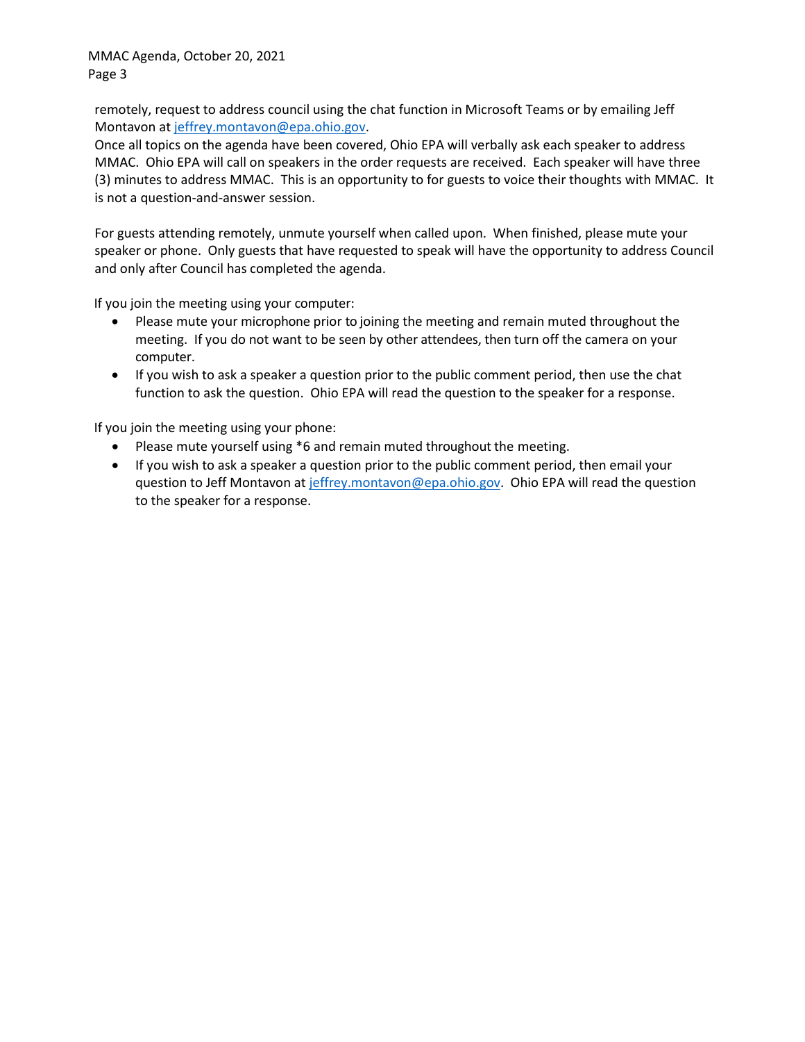remotely, request to address council using the chat function in Microsoft Teams or by emailing Jeff Montavon at [jeffrey.montavon@epa.ohio.gov](mailto:jeffrey.montavon@epa.ohio.gov).
Once all topics on the agenda have been covered, Ohio EPA will verbally ask each speaker to address MMAC. Ohio EPA will call on speakers in the order requests are received. Each speaker will have three (3) minutes to address MMAC. This is an opportunity to for guests to voice their thoughts with MMAC. It is not a question-and-answer session.

For guests attending remotely, unmute yourself when called upon. When finished, please mute your speaker or phone. Only guests that have requested to speak will have the opportunity to address Council and only after Council has completed the agenda.

If you join the meeting using your computer:

- Please mute your microphone prior to joining the meeting and remain muted throughout the meeting. If you do not want to be seen by other attendees, then turn off the camera on your computer.
- If you wish to ask a speaker a question prior to the public comment period, then use the chat function to ask the question. Ohio EPA will read the question to the speaker for a response.

If you join the meeting using your phone:

- Please mute yourself using *6 and remain muted throughout the meeting.
- If you wish to ask a speaker a question prior to the public comment period, then email your question to Jeff Montavon at [jeffrey.montavon@epa.ohio.gov](mailto:jeffrey.montavon@epa.ohio.gov). Ohio EPA will read the question to the speaker for a response.